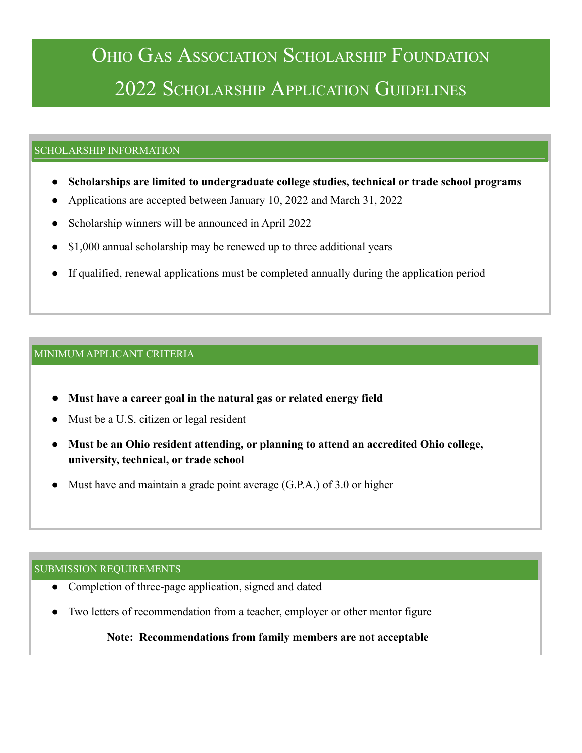# Ohio Gas Association Scholarship Foundation

# 2022 Scholarship Application Guidelines

## SCHOLARSHIP INFORMATION

- **Scholarships are limited to undergraduate college studies, technical or trade school programs**
- Applications are accepted between January 10, 2022 and March 31, 2022
- Scholarship winners will be announced in April 2022
- $1,000 annual scholarship may be renewed up to three additional years
- If qualified, renewal applications must be completed annually during the application period

## MINIMUM APPLICANT CRITERIA

- **Must have a career goal in the natural gas or related energy field**
- Must be a U.S. citizen or legal resident
- **Must be an Ohio resident attending, or planning to attend an accredited Ohio college, university, technical, or trade school**
- Must have and maintain a grade point average (G.P.A.) of 3.0 or higher

## SUBMISSION REQUIREMENTS

- Completion of three-page application, signed and dated
- Two letters of recommendation from a teacher, employer or other mentor figure

  **Note: Recommendations from family members are not acceptable**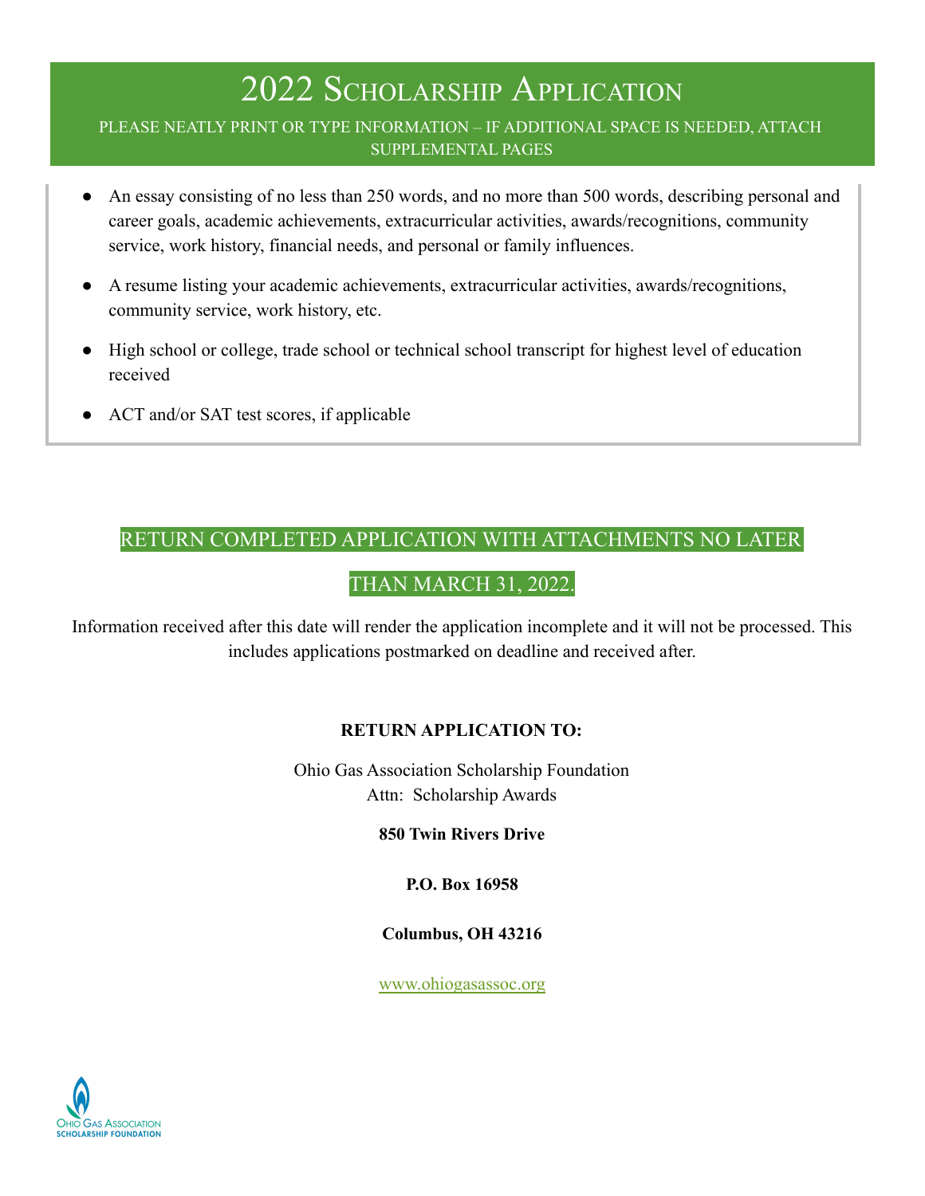# 2022 Scholarship Application

PLEASE NEATLY PRINT OR TYPE INFORMATION – IF ADDITIONAL SPACE IS NEEDED, ATTACH SUPPLEMENTAL PAGES

- An essay consisting of no less than 250 words, and no more than 500 words, describing personal and career goals, academic achievements, extracurricular activities, awards/recognitions, community service, work history, financial needs, and personal or family influences.
- A resume listing your academic achievements, extracurricular activities, awards/recognitions, community service, work history, etc.
- High school or college, trade school or technical school transcript for highest level of education received
- ACT and/or SAT test scores, if applicable

RETURN COMPLETED APPLICATION WITH ATTACHMENTS NO LATER THAN MARCH 31, 2022.

Information received after this date will render the application incomplete and it will not be processed. This includes applications postmarked on deadline and received after.

**RETURN APPLICATION TO:**

Ohio Gas Association Scholarship Foundation
Attn: Scholarship Awards

**850 Twin Rivers Drive**

**P.O. Box 16958**

**Columbus, OH 43216**

www.ohiogasassoc.org

Ohio Gas Association
Scholarship Foundation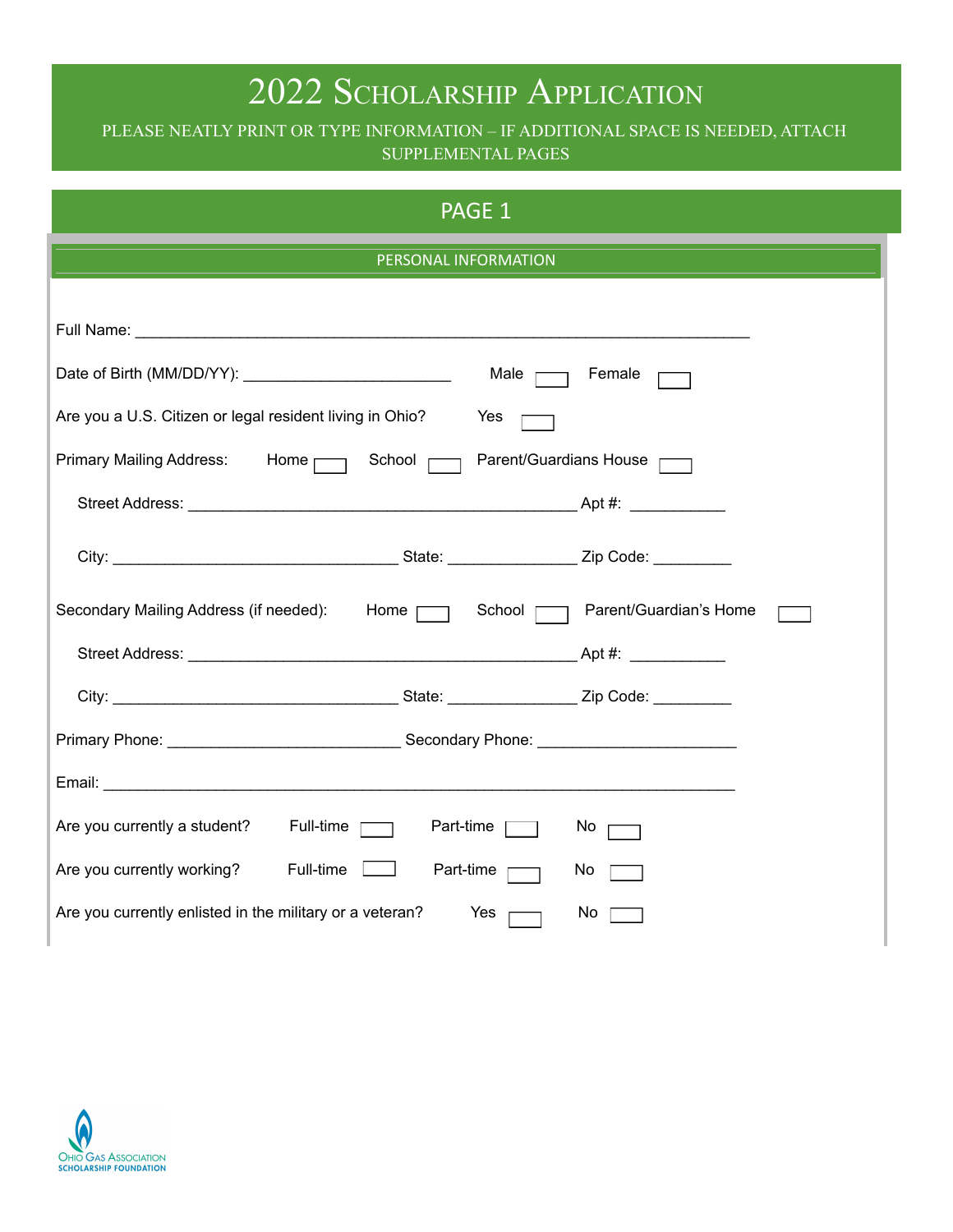# 2022 Scholarship Application

PLEASE NEATLY PRINT OR TYPE INFORMATION – IF ADDITIONAL SPACE IS NEEDED, ATTACH SUPPLEMENTAL PAGES

## PAGE 1

### PERSONAL INFORMATION

Full Name: ___________________________________________________________________

Date of Birth (MM/DD/YY): ______________________ Male ☐ Female ☐

Are you a U.S. Citizen or legal resident living in Ohio? Yes ☐

Primary Mailing Address: Home ☐ School ☐ Parent/Guardians House ☐

Street Address: __________________________________________ Apt #: __________

City: ________________________________ State: ______________ Zip Code: _________

Secondary Mailing Address (if needed): Home ☐ School ☐ Parent/Guardian's Home ☐

Street Address: __________________________________________ Apt #: __________

City: ________________________________ State: ______________ Zip Code: _________

Primary Phone: __________________________ Secondary Phone: ______________________

Email: ______________________________________________________________________

Are you currently a student? Full-time ☐ Part-time ☐ No ☐

Are you currently working? Full-time ☐ Part-time ☐ No ☐

Are you currently enlisted in the military or a veteran? Yes ☐ No ☐

Ohio Gas Association Scholarship Foundation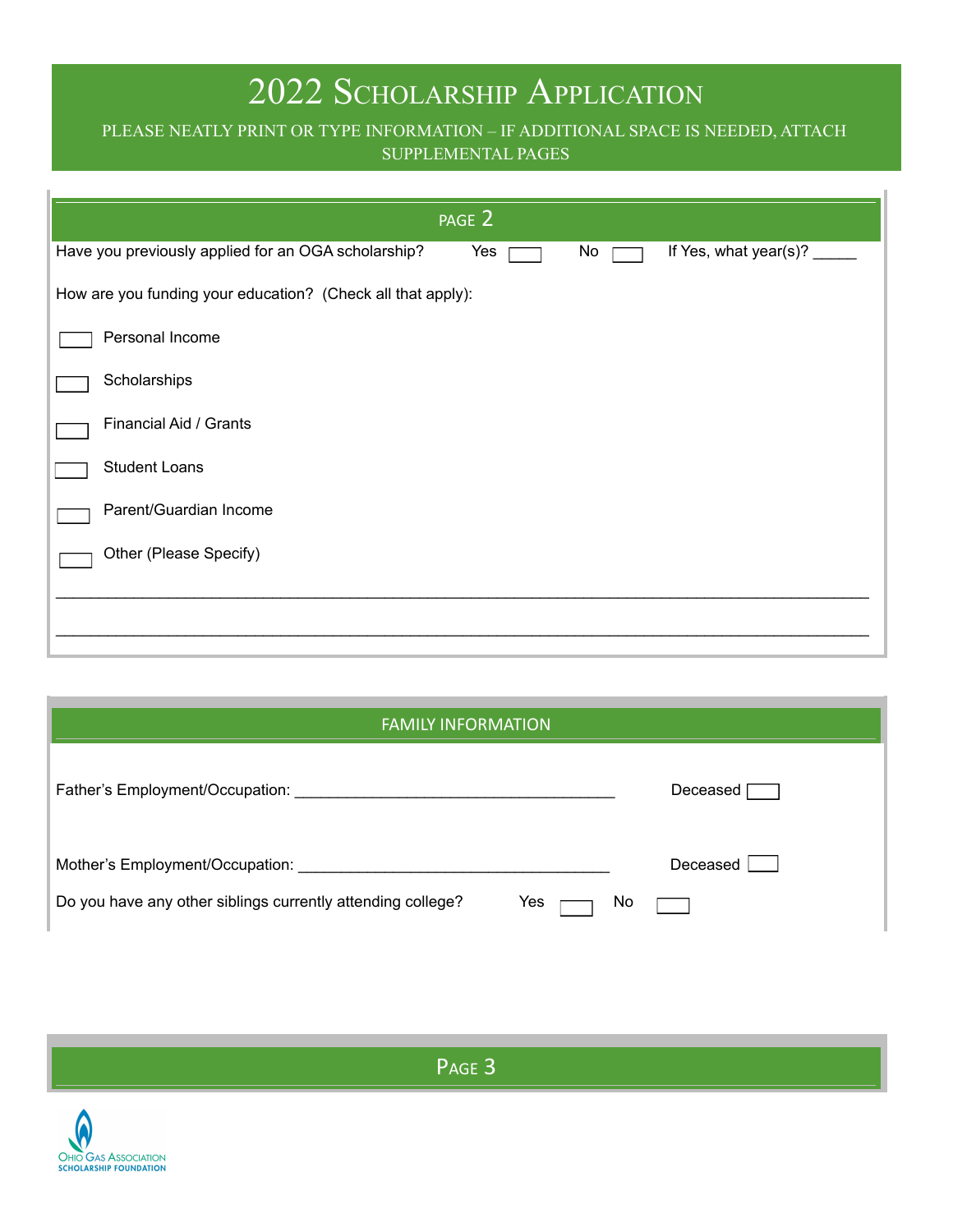# 2022 Scholarship Application

PLEASE NEATLY PRINT OR TYPE INFORMATION – IF ADDITIONAL SPACE IS NEEDED, ATTACH SUPPLEMENTAL PAGES

## PAGE 2

Have you previously applied for an OGA scholarship? Yes ☐ No ☐ If Yes, what year(s)? _____

How are you funding your education? (Check all that apply):

☐ Personal Income

☐ Scholarships

☐ Financial Aid / Grants

☐ Student Loans

☐ Parent/Guardian Income

☐ Other (Please Specify)

_______________________________________________________________________________________

_______________________________________________________________________________________

## FAMILY INFORMATION

Father's Employment/Occupation: ____________________________________ Deceased ☐

Mother's Employment/Occupation: ___________________________________ Deceased ☐

Do you have any other siblings currently attending college? Yes ☐ No ☐

## PAGE 3

OHIO GAS ASSOCIATION SCHOLARSHIP FOUNDATION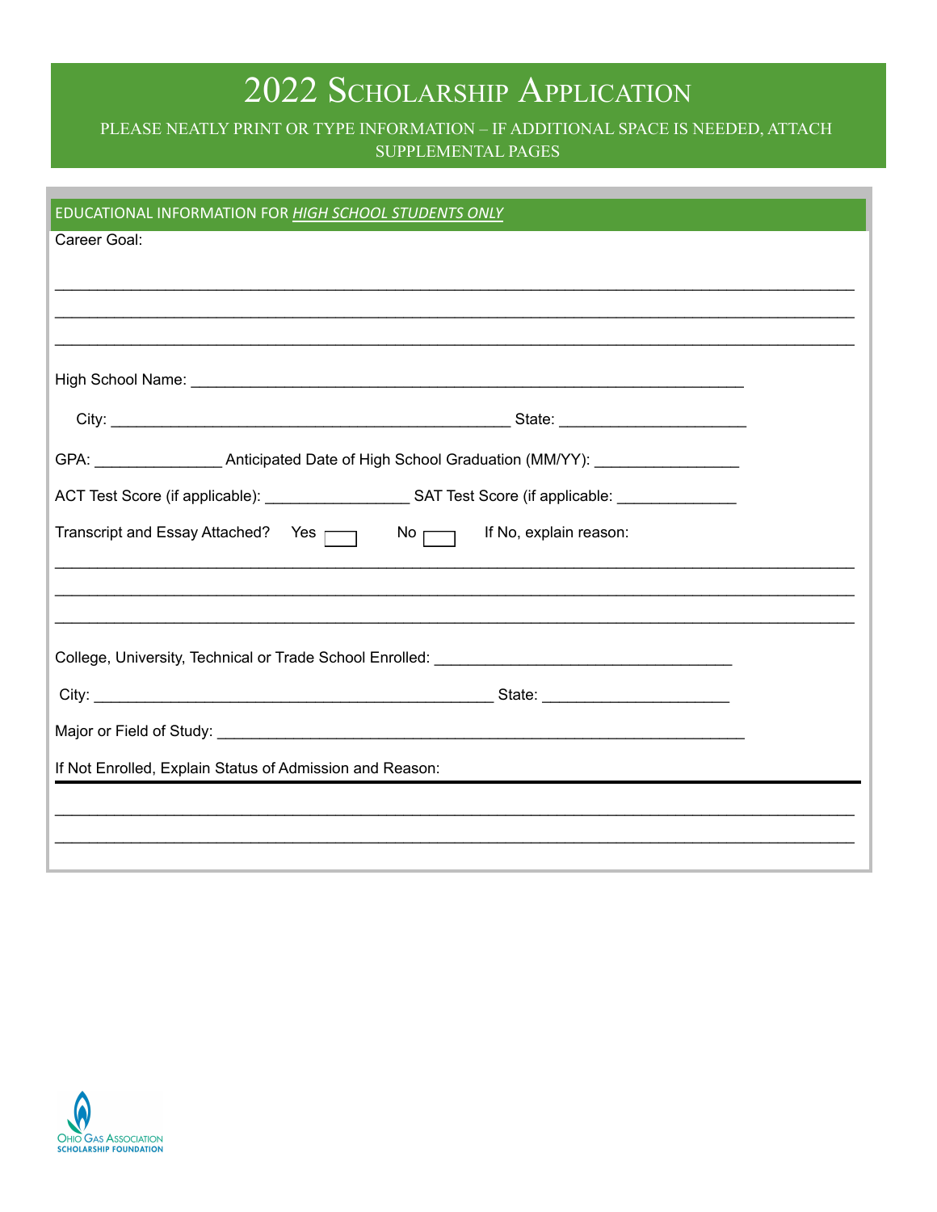# 2022 Scholarship Application

PLEASE NEATLY PRINT OR TYPE INFORMATION – IF ADDITIONAL SPACE IS NEEDED, ATTACH SUPPLEMENTAL PAGES

## EDUCATIONAL INFORMATION FOR *HIGH SCHOOL STUDENTS ONLY*

Career Goal:

______________________________________________________________________________

______________________________________________________________________________

______________________________________________________________________________

High School Name: ____________________________________________________________

City: ____________________________________________ State: ____________________

GPA: ______________ Anticipated Date of High School Graduation (MM/YY): ________________

ACT Test Score (if applicable): ________________ SAT Test Score (if applicable: _____________

Transcript and Essay Attached? Yes ☐ No ☐ If No, explain reason:

______________________________________________________________________________

______________________________________________________________________________

______________________________________________________________________________

College, University, Technical or Trade School Enrolled: _________________________________

City: ____________________________________________ State: ____________________

Major or Field of Study: ____________________________________________________________

If Not Enrolled, Explain Status of Admission and Reason:

______________________________________________________________________________

______________________________________________________________________________

______________________________________________________________________________

Ohio Gas Association Scholarship Foundation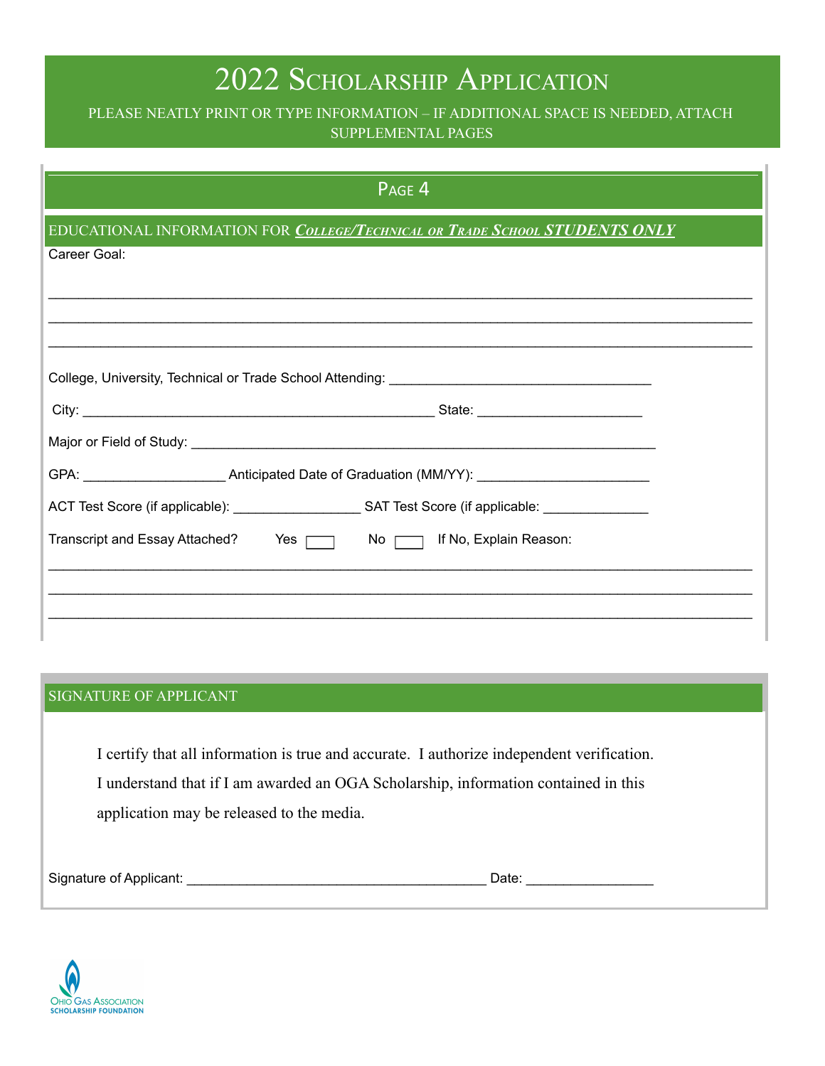# 2022 Scholarship Application

PLEASE NEATLY PRINT OR TYPE INFORMATION – IF ADDITIONAL SPACE IS NEEDED, ATTACH SUPPLEMENTAL PAGES

## Page 4

### EDUCATIONAL INFORMATION FOR ***COLLEGE/TECHNICAL OR TRADE SCHOOL STUDENTS ONLY***

Career Goal:

_______________________________________________________________________________

_______________________________________________________________________________

_______________________________________________________________________________

College, University, Technical or Trade School Attending: ______________________________

City: ________________________________________ State: ___________________

Major or Field of Study: _____________________________________________________

GPA: _______________ Anticipated Date of Graduation (MM/YY): ___________________

ACT Test Score (if applicable): ______________ SAT Test Score (if applicable: ____________

Transcript and Essay Attached? Yes ☐ No ☐ If No, Explain Reason:

_______________________________________________________________________________

_______________________________________________________________________________

_______________________________________________________________________________

### SIGNATURE OF APPLICANT

I certify that all information is true and accurate. I authorize independent verification. I understand that if I am awarded an OGA Scholarship, information contained in this application may be released to the media.

Signature of Applicant: ___________________________________ Date: ______________

Ohio Gas Association
Scholarship Foundation